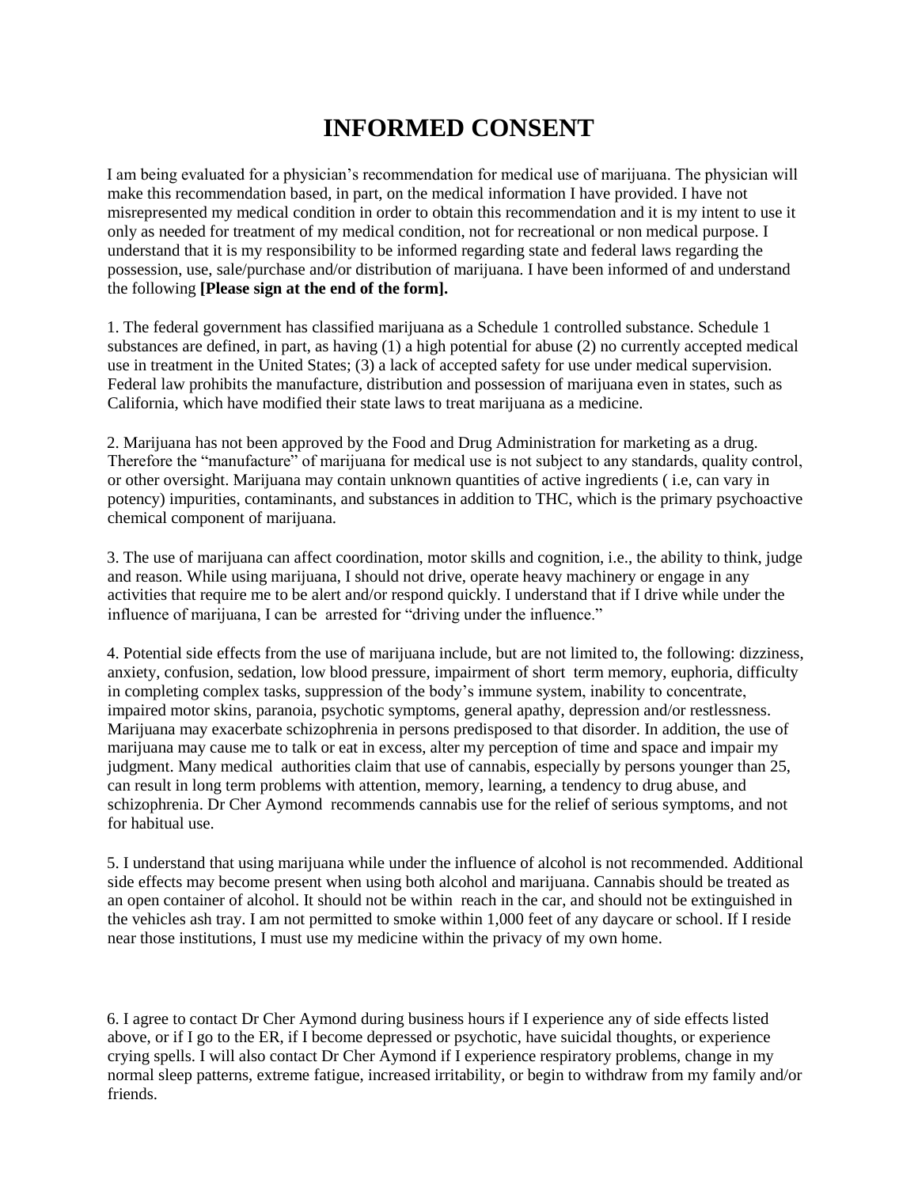# INFORMED CONSENT

I am being evaluated for a physician's recommendation for medical use of marijuana. The physician will make this recommendation based, in part, on the medical information I have provided. I have not misrepresented my medical condition in order to obtain this recommendation and it is my intent to use it only as needed for treatment of my medical condition, not for recreational or non medical purpose. I understand that it is my responsibility to be informed regarding state and federal laws regarding the possession, use, sale/purchase and/or distribution of marijuana. I have been informed of and understand the following **[Please sign at the end of the form].**

1. The federal government has classified marijuana as a Schedule 1 controlled substance. Schedule 1 substances are defined, in part, as having (1) a high potential for abuse (2) no currently accepted medical use in treatment in the United States; (3) a lack of accepted safety for use under medical supervision. Federal law prohibits the manufacture, distribution and possession of marijuana even in states, such as California, which have modified their state laws to treat marijuana as a medicine.

2. Marijuana has not been approved by the Food and Drug Administration for marketing as a drug. Therefore the "manufacture" of marijuana for medical use is not subject to any standards, quality control, or other oversight. Marijuana may contain unknown quantities of active ingredients ( i.e, can vary in potency) impurities, contaminants, and substances in addition to THC, which is the primary psychoactive chemical component of marijuana.

3. The use of marijuana can affect coordination, motor skills and cognition, i.e., the ability to think, judge and reason. While using marijuana, I should not drive, operate heavy machinery or engage in any activities that require me to be alert and/or respond quickly. I understand that if I drive while under the influence of marijuana, I can be arrested for "driving under the influence."

4. Potential side effects from the use of marijuana include, but are not limited to, the following: dizziness, anxiety, confusion, sedation, low blood pressure, impairment of short term memory, euphoria, difficulty in completing complex tasks, suppression of the body's immune system, inability to concentrate, impaired motor skins, paranoia, psychotic symptoms, general apathy, depression and/or restlessness. Marijuana may exacerbate schizophrenia in persons predisposed to that disorder. In addition, the use of marijuana may cause me to talk or eat in excess, alter my perception of time and space and impair my judgment. Many medical authorities claim that use of cannabis, especially by persons younger than 25, can result in long term problems with attention, memory, learning, a tendency to drug abuse, and schizophrenia. Dr Cher Aymond recommends cannabis use for the relief of serious symptoms, and not for habitual use.

5. I understand that using marijuana while under the influence of alcohol is not recommended. Additional side effects may become present when using both alcohol and marijuana. Cannabis should be treated as an open container of alcohol. It should not be within reach in the car, and should not be extinguished in the vehicles ash tray. I am not permitted to smoke within 1,000 feet of any daycare or school. If I reside near those institutions, I must use my medicine within the privacy of my own home.

6. I agree to contact Dr Cher Aymond during business hours if I experience any of side effects listed above, or if I go to the ER, if I become depressed or psychotic, have suicidal thoughts, or experience crying spells. I will also contact Dr Cher Aymond if I experience respiratory problems, change in my normal sleep patterns, extreme fatigue, increased irritability, or begin to withdraw from my family and/or friends.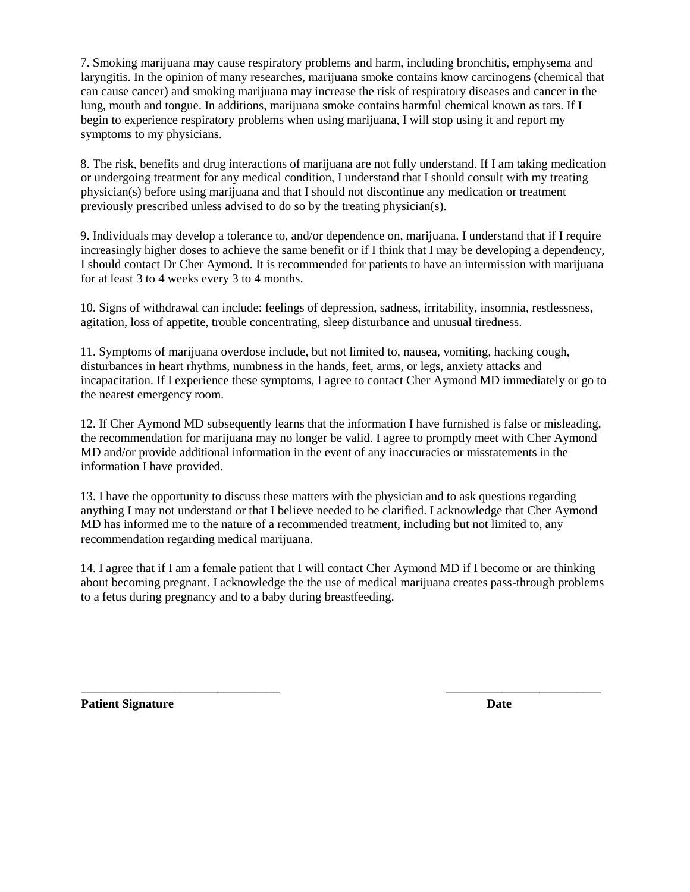7. Smoking marijuana may cause respiratory problems and harm, including bronchitis, emphysema and laryngitis. In the opinion of many researches, marijuana smoke contains know carcinogens (chemical that can cause cancer) and smoking marijuana may increase the risk of respiratory diseases and cancer in the lung, mouth and tongue. In additions, marijuana smoke contains harmful chemical known as tars. If I begin to experience respiratory problems when using marijuana, I will stop using it and report my symptoms to my physicians.

8. The risk, benefits and drug interactions of marijuana are not fully understand. If I am taking medication or undergoing treatment for any medical condition, I understand that I should consult with my treating physician(s) before using marijuana and that I should not discontinue any medication or treatment previously prescribed unless advised to do so by the treating physician(s).

9. Individuals may develop a tolerance to, and/or dependence on, marijuana. I understand that if I require increasingly higher doses to achieve the same benefit or if I think that I may be developing a dependency, I should contact Dr Cher Aymond. It is recommended for patients to have an intermission with marijuana for at least 3 to 4 weeks every 3 to 4 months.

10. Signs of withdrawal can include: feelings of depression, sadness, irritability, insomnia, restlessness, agitation, loss of appetite, trouble concentrating, sleep disturbance and unusual tiredness.

11. Symptoms of marijuana overdose include, but not limited to, nausea, vomiting, hacking cough, disturbances in heart rhythms, numbness in the hands, feet, arms, or legs, anxiety attacks and incapacitation. If I experience these symptoms, I agree to contact Cher Aymond MD immediately or go to the nearest emergency room.

12. If Cher Aymond MD subsequently learns that the information I have furnished is false or misleading, the recommendation for marijuana may no longer be valid. I agree to promptly meet with Cher Aymond MD and/or provide additional information in the event of any inaccuracies or misstatements in the information I have provided.

13. I have the opportunity to discuss these matters with the physician and to ask questions regarding anything I may not understand or that I believe needed to be clarified. I acknowledge that Cher Aymond MD has informed me to the nature of a recommended treatment, including but not limited to, any recommendation regarding medical marijuana.

14. I agree that if I am a female patient that I will contact Cher Aymond MD if I become or are thinking about becoming pregnant. I acknowledge the the use of medical marijuana creates pass-through problems to a fetus during pregnancy and to a baby during breastfeeding.

_________________________________ _________________________

**Patient Signature** **Date**